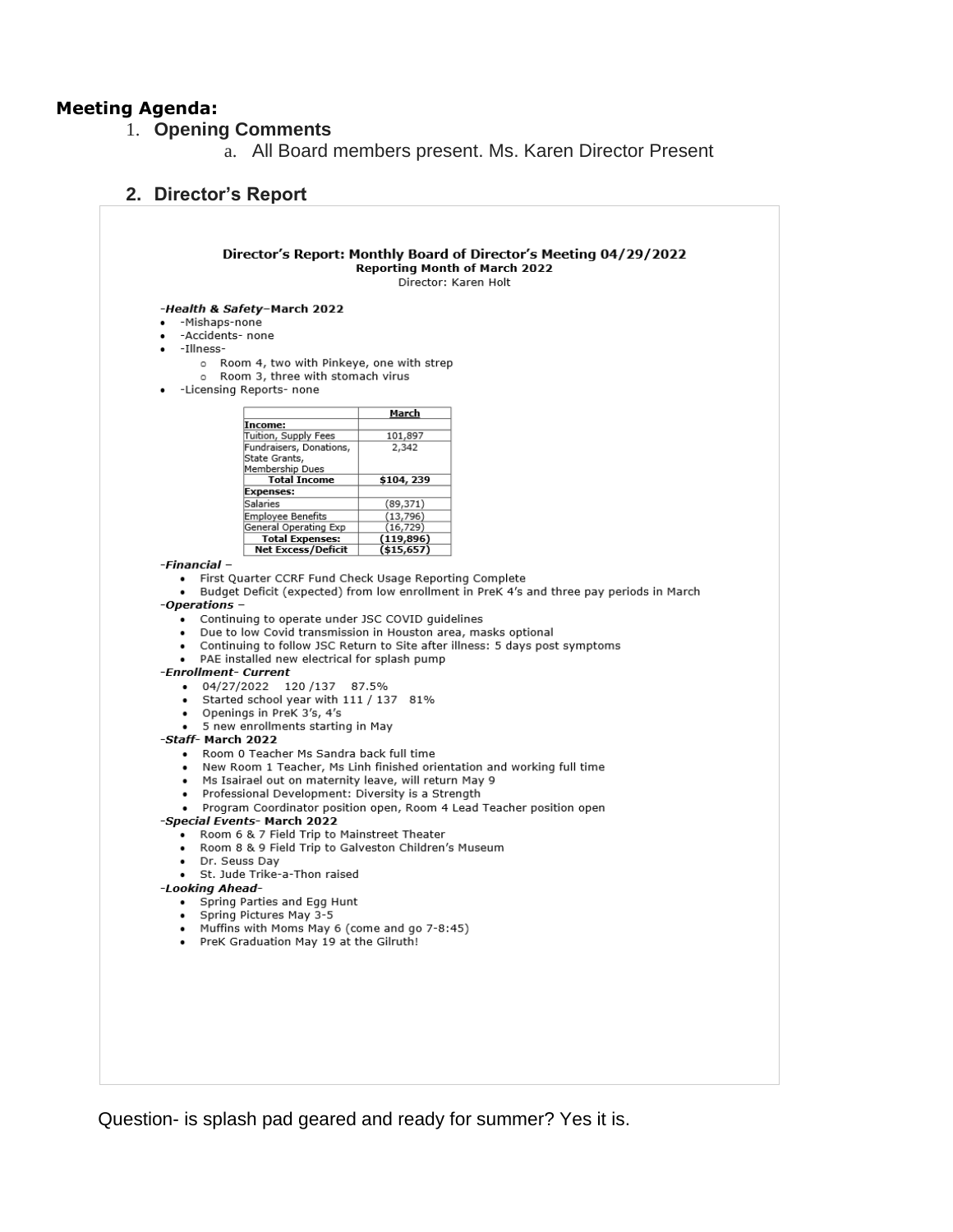**Meeting Agenda:**

1. **Opening Comments**
   a. All Board members present. Ms. Karen Director Present

2. **Director's Report**

**Director's Report: Monthly Board of Director's Meeting 04/29/2022**
**Reporting Month of March 2022**
Director: Karen Holt

***-Health & Safety*–March 2022**

- -Mishaps-none
- -Accidents- none
- -Illness-
  - Room 4, two with Pinkeye, one with strep
  - Room 3, three with stomach virus
- -Licensing Reports- none

| | March |
|---|---|
| **Income:** | |
| Tuition, Supply Fees | 101,897 |
| Fundraisers, Donations, State Grants, Membership Dues | 2,342 |
| **Total Income** | **$104, 239** |
| **Expenses:** | |
| Salaries | (89,371) |
| Employee Benefits | (13,796) |
| General Operating Exp | (16,729) |
| **Total Expenses:** | **(119,896)** |
| **Net Excess/Deficit** | **($15,657)** |

***-Financial* –**

- First Quarter CCRF Fund Check Usage Reporting Complete
- Budget Deficit (expected) from low enrollment in PreK 4's and three pay periods in March

***-Operations* –**

- Continuing to operate under JSC COVID guidelines
- Due to low Covid transmission in Houston area, masks optional
- Continuing to follow JSC Return to Site after illness: 5 days post symptoms
- PAE installed new electrical for splash pump

***-Enrollment- Current***

- 04/27/2022 120 /137 87.5%
- Started school year with 111 / 137 81%
- Openings in PreK 3's, 4's
- 5 new enrollments starting in May

***-Staff*- March 2022**

- Room 0 Teacher Ms Sandra back full time
- New Room 1 Teacher, Ms Linh finished orientation and working full time
- Ms Isairael out on maternity leave, will return May 9
- Professional Development: Diversity is a Strength
- Program Coordinator position open, Room 4 Lead Teacher position open

***-Special Events*- March 2022**

- Room 6 & 7 Field Trip to Mainstreet Theater
- Room 8 & 9 Field Trip to Galveston Children's Museum
- Dr. Seuss Day
- St. Jude Trike-a-Thon raised

***-Looking Ahead-***

- Spring Parties and Egg Hunt
- Spring Pictures May 3-5
- Muffins with Moms May 6 (come and go 7-8:45)
- PreK Graduation May 19 at the Gilruth!

Question- is splash pad geared and ready for summer? Yes it is.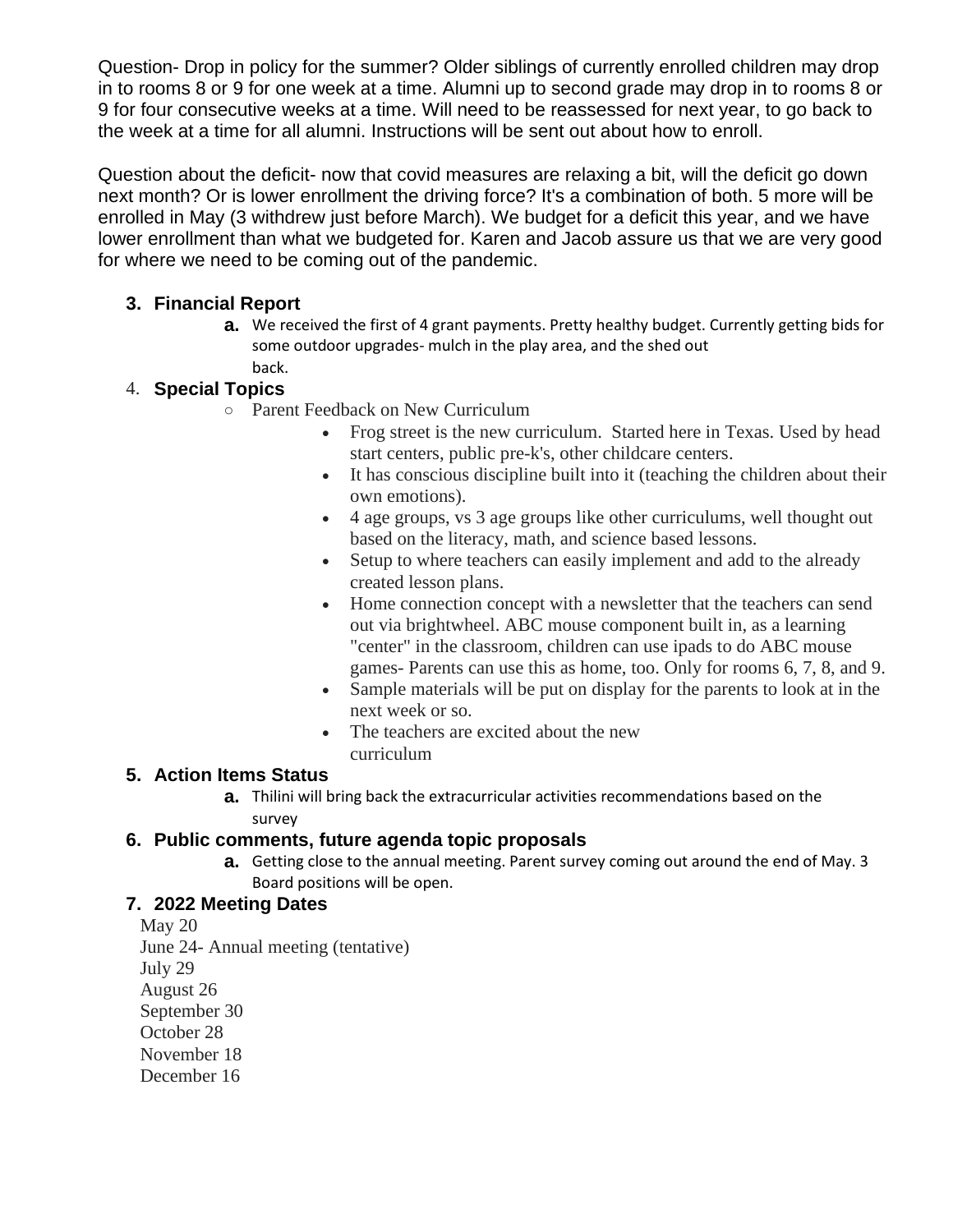Question- Drop in policy for the summer? Older siblings of currently enrolled children may drop in to rooms 8 or 9 for one week at a time. Alumni up to second grade may drop in to rooms 8 or 9 for four consecutive weeks at a time. Will need to be reassessed for next year, to go back to the week at a time for all alumni. Instructions will be sent out about how to enroll.

Question about the deficit- now that covid measures are relaxing a bit, will the deficit go down next month? Or is lower enrollment the driving force? It's a combination of both. 5 more will be enrolled in May (3 withdrew just before March). We budget for a deficit this year, and we have lower enrollment than what we budgeted for. Karen and Jacob assure us that we are very good for where we need to be coming out of the pandemic.

3. **Financial Report**
   a. We received the first of 4 grant payments. Pretty healthy budget. Currently getting bids for some outdoor upgrades- mulch in the play area, and the shed out back.

4. **Special Topics**
   - Parent Feedback on New Curriculum
     - Frog street is the new curriculum. Started here in Texas. Used by head start centers, public pre-k's, other childcare centers.
     - It has conscious discipline built into it (teaching the children about their own emotions).
     - 4 age groups, vs 3 age groups like other curriculums, well thought out based on the literacy, math, and science based lessons.
     - Setup to where teachers can easily implement and add to the already created lesson plans.
     - Home connection concept with a newsletter that the teachers can send out via brightwheel. ABC mouse component built in, as a learning "center" in the classroom, children can use ipads to do ABC mouse games- Parents can use this as home, too. Only for rooms 6, 7, 8, and 9.
     - Sample materials will be put on display for the parents to look at in the next week or so.
     - The teachers are excited about the new curriculum

5. **Action Items Status**
   a. Thilini will bring back the extracurricular activities recommendations based on the survey

6. **Public comments, future agenda topic proposals**
   a. Getting close to the annual meeting. Parent survey coming out around the end of May. 3 Board positions will be open.

7. **2022 Meeting Dates**

May 20
June 24- Annual meeting (tentative)
July 29
August 26
September 30
October 28
November 18
December 16